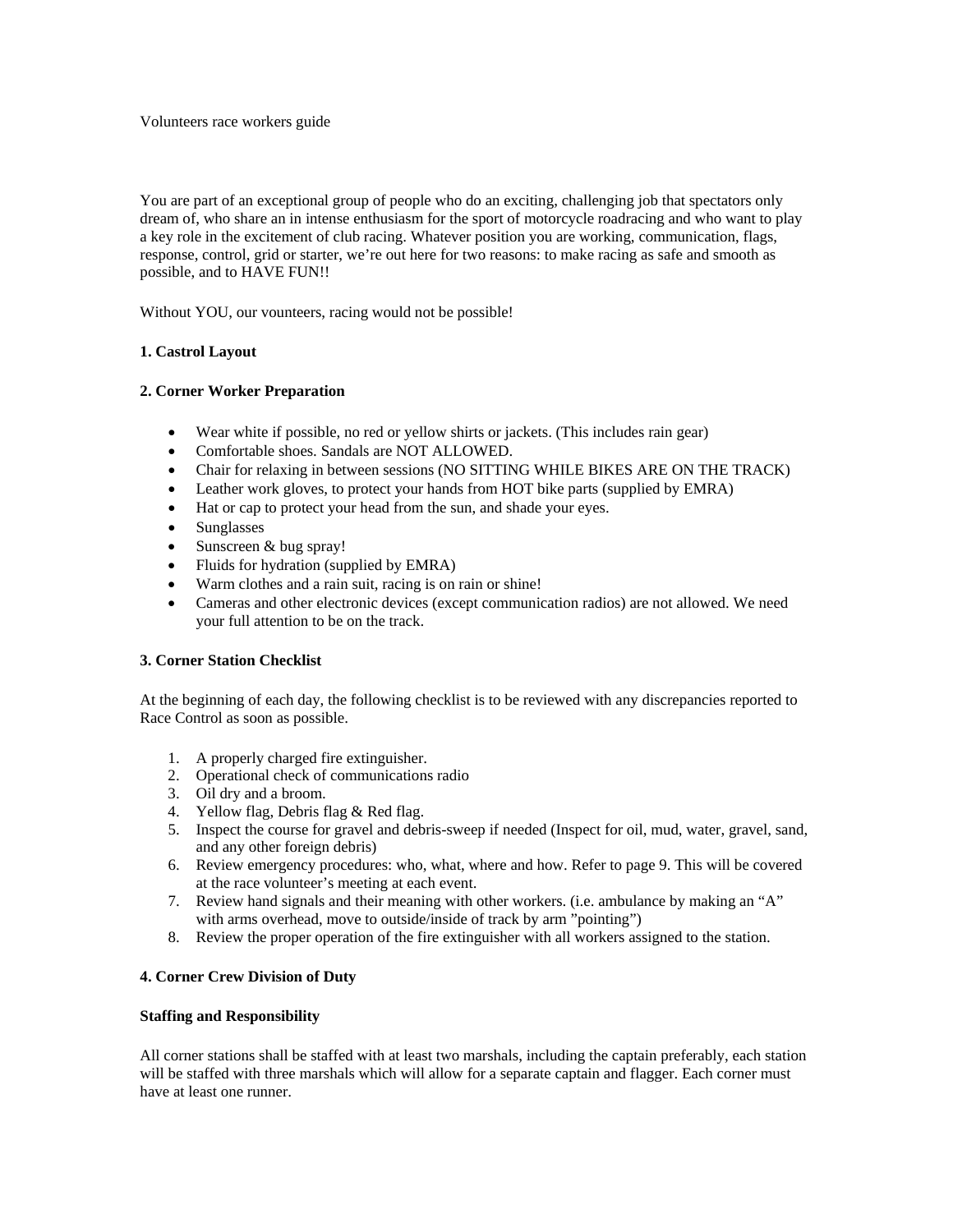Volunteers race workers guide

You are part of an exceptional group of people who do an exciting, challenging job that spectators only dream of, who share an in intense enthusiasm for the sport of motorcycle roadracing and who want to play a key role in the excitement of club racing. Whatever position you are working, communication, flags, response, control, grid or starter, we're out here for two reasons: to make racing as safe and smooth as possible, and to HAVE FUN!!

Without YOU, our vounteers, racing would not be possible!

**1. Castrol Layout**

**2. Corner Worker Preparation**

- Wear white if possible, no red or yellow shirts or jackets. (This includes rain gear)
- Comfortable shoes. Sandals are NOT ALLOWED.
- Chair for relaxing in between sessions (NO SITTING WHILE BIKES ARE ON THE TRACK)
- Leather work gloves, to protect your hands from HOT bike parts (supplied by EMRA)
- Hat or cap to protect your head from the sun, and shade your eyes.
- Sunglasses
- Sunscreen & bug spray!
- Fluids for hydration (supplied by EMRA)
- Warm clothes and a rain suit, racing is on rain or shine!
- Cameras and other electronic devices (except communication radios) are not allowed. We need your full attention to be on the track.

**3. Corner Station Checklist**

At the beginning of each day, the following checklist is to be reviewed with any discrepancies reported to Race Control as soon as possible.

1. A properly charged fire extinguisher.
2. Operational check of communications radio
3. Oil dry and a broom.
4. Yellow flag, Debris flag & Red flag.
5. Inspect the course for gravel and debris-sweep if needed (Inspect for oil, mud, water, gravel, sand, and any other foreign debris)
6. Review emergency procedures: who, what, where and how. Refer to page 9. This will be covered at the race volunteer's meeting at each event.
7. Review hand signals and their meaning with other workers. (i.e. ambulance by making an "A" with arms overhead, move to outside/inside of track by arm "pointing")
8. Review the proper operation of the fire extinguisher with all workers assigned to the station.

**4. Corner Crew Division of Duty**

**Staffing and Responsibility**

All corner stations shall be staffed with at least two marshals, including the captain preferably, each station will be staffed with three marshals which will allow for a separate captain and flagger. Each corner must have at least one runner.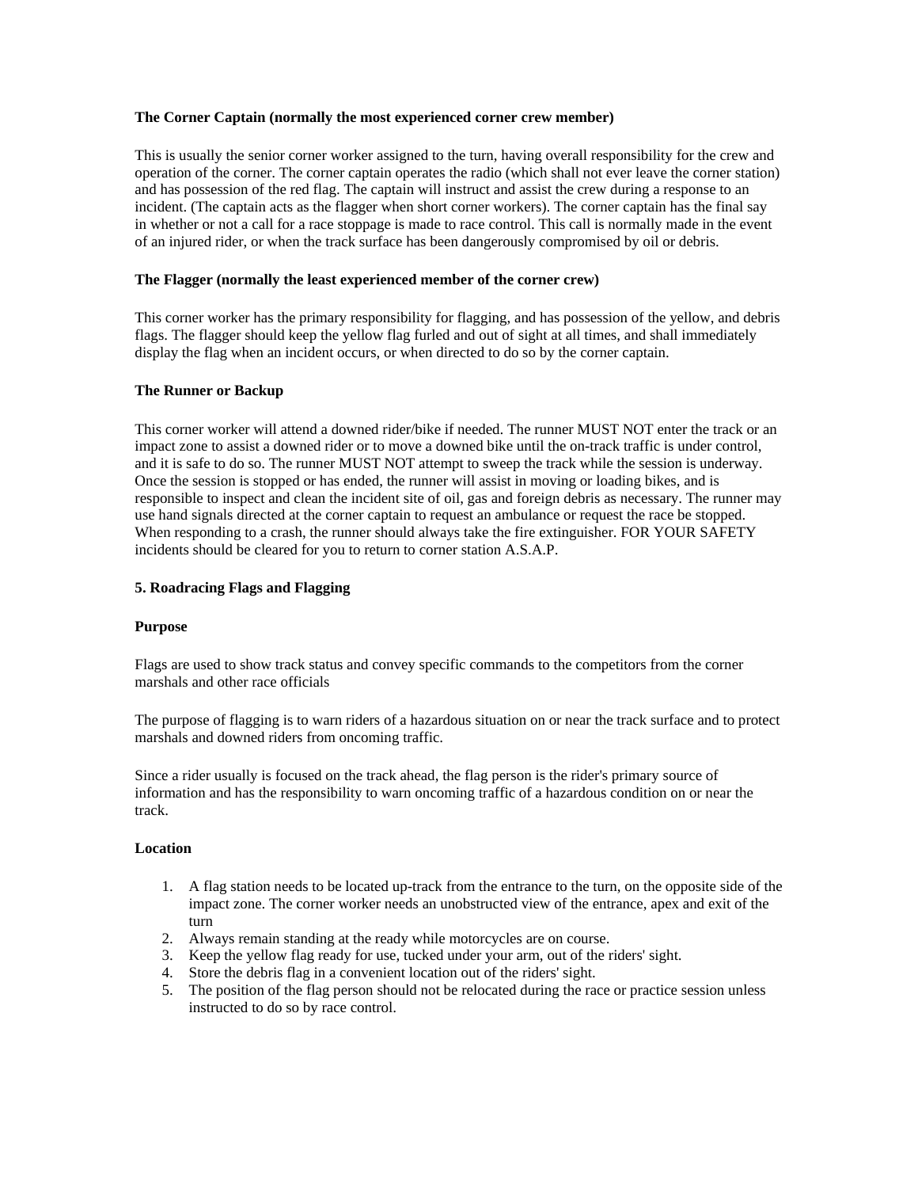**The Corner Captain (normally the most experienced corner crew member)**

This is usually the senior corner worker assigned to the turn, having overall responsibility for the crew and operation of the corner. The corner captain operates the radio (which shall not ever leave the corner station) and has possession of the red flag. The captain will instruct and assist the crew during a response to an incident. (The captain acts as the flagger when short corner workers). The corner captain has the final say in whether or not a call for a race stoppage is made to race control. This call is normally made in the event of an injured rider, or when the track surface has been dangerously compromised by oil or debris.

**The Flagger (normally the least experienced member of the corner crew)**

This corner worker has the primary responsibility for flagging, and has possession of the yellow, and debris flags. The flagger should keep the yellow flag furled and out of sight at all times, and shall immediately display the flag when an incident occurs, or when directed to do so by the corner captain.

**The Runner or Backup**

This corner worker will attend a downed rider/bike if needed. The runner MUST NOT enter the track or an impact zone to assist a downed rider or to move a downed bike until the on-track traffic is under control, and it is safe to do so. The runner MUST NOT attempt to sweep the track while the session is underway. Once the session is stopped or has ended, the runner will assist in moving or loading bikes, and is responsible to inspect and clean the incident site of oil, gas and foreign debris as necessary. The runner may use hand signals directed at the corner captain to request an ambulance or request the race be stopped. When responding to a crash, the runner should always take the fire extinguisher. FOR YOUR SAFETY incidents should be cleared for you to return to corner station A.S.A.P.

## 5. Roadracing Flags and Flagging

**Purpose**

Flags are used to show track status and convey specific commands to the competitors from the corner marshals and other race officials

The purpose of flagging is to warn riders of a hazardous situation on or near the track surface and to protect marshals and downed riders from oncoming traffic.

Since a rider usually is focused on the track ahead, the flag person is the rider's primary source of information and has the responsibility to warn oncoming traffic of a hazardous condition on or near the track.

**Location**

1. A flag station needs to be located up-track from the entrance to the turn, on the opposite side of the impact zone. The corner worker needs an unobstructed view of the entrance, apex and exit of the turn
2. Always remain standing at the ready while motorcycles are on course.
3. Keep the yellow flag ready for use, tucked under your arm, out of the riders' sight.
4. Store the debris flag in a convenient location out of the riders' sight.
5. The position of the flag person should not be relocated during the race or practice session unless instructed to do so by race control.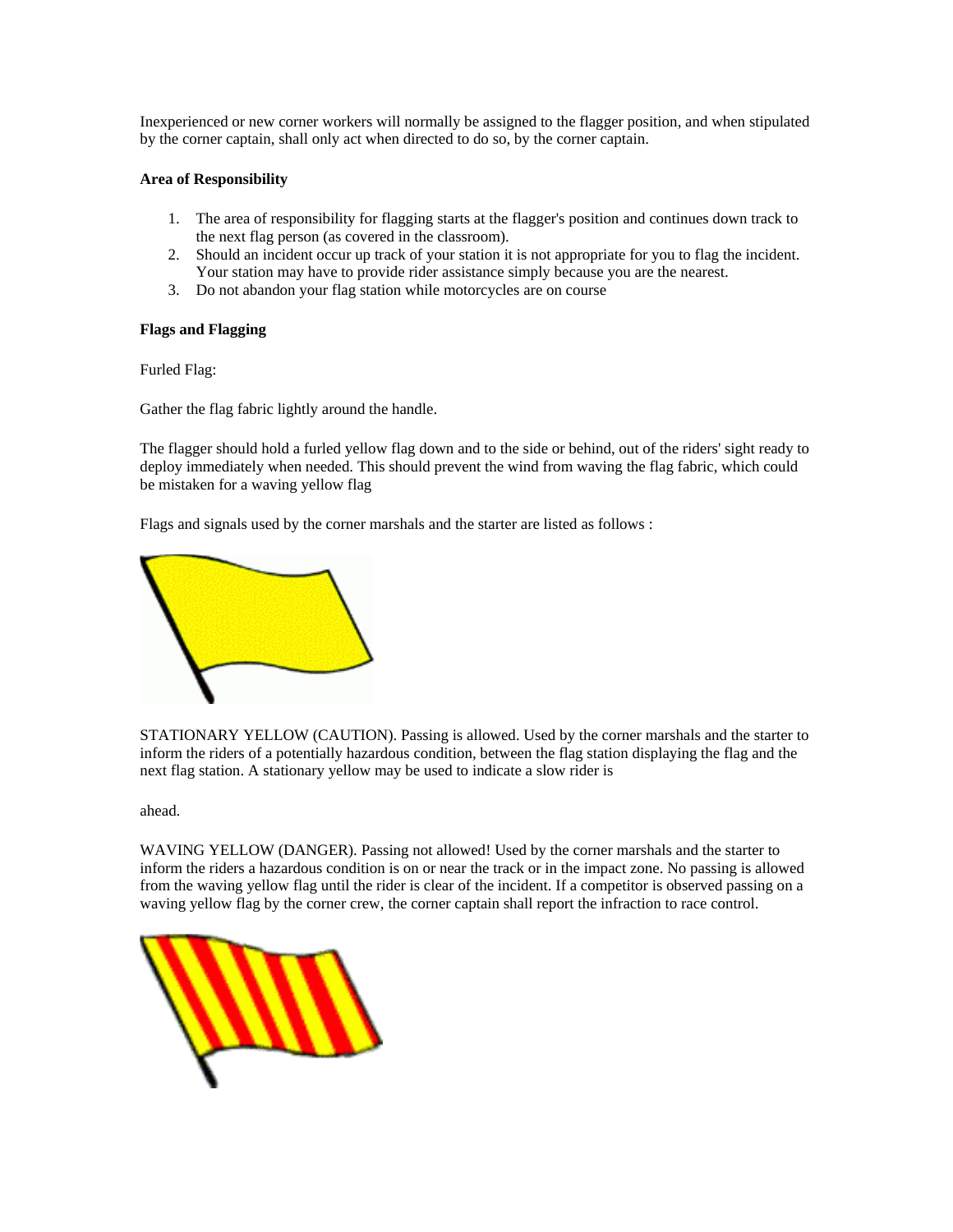Inexperienced or new corner workers will normally be assigned to the flagger position, and when stipulated by the corner captain, shall only act when directed to do so, by the corner captain.

**Area of Responsibility**

1. The area of responsibility for flagging starts at the flagger's position and continues down track to the next flag person (as covered in the classroom).
2. Should an incident occur up track of your station it is not appropriate for you to flag the incident. Your station may have to provide rider assistance simply because you are the nearest.
3. Do not abandon your flag station while motorcycles are on course

**Flags and Flagging**

Furled Flag:

Gather the flag fabric lightly around the handle.

The flagger should hold a furled yellow flag down and to the side or behind, out of the riders' sight ready to deploy immediately when needed. This should prevent the wind from waving the flag fabric, which could be mistaken for a waving yellow flag

Flags and signals used by the corner marshals and the starter are listed as follows :

STATIONARY YELLOW (CAUTION). Passing is allowed. Used by the corner marshals and the starter to inform the riders of a potentially hazardous condition, between the flag station displaying the flag and the next flag station. A stationary yellow may be used to indicate a slow rider is

ahead.

WAVING YELLOW (DANGER). Passing not allowed! Used by the corner marshals and the starter to inform the riders a hazardous condition is on or near the track or in the impact zone. No passing is allowed from the waving yellow flag until the rider is clear of the incident. If a competitor is observed passing on a waving yellow flag by the corner crew, the corner captain shall report the infraction to race control.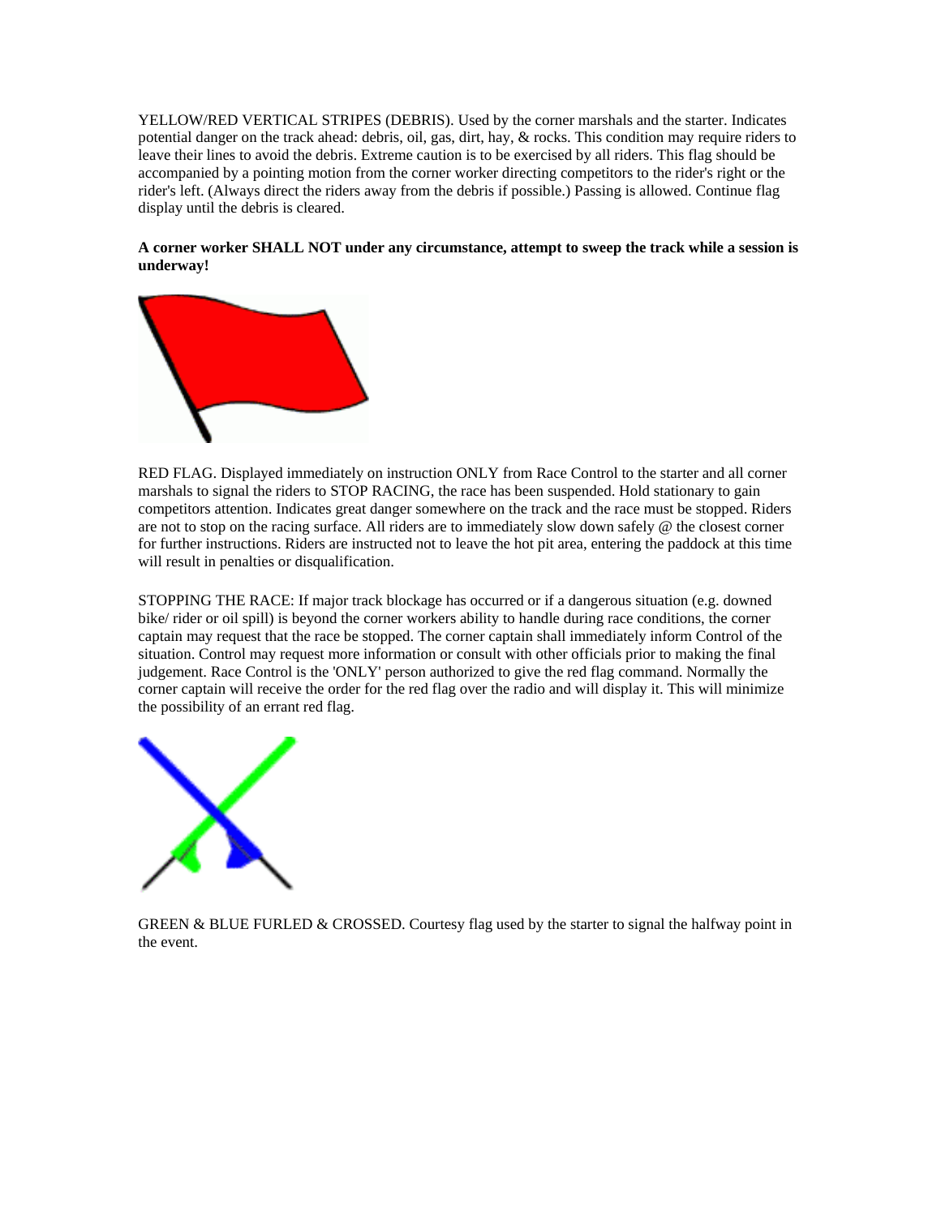YELLOW/RED VERTICAL STRIPES (DEBRIS). Used by the corner marshals and the starter. Indicates potential danger on the track ahead: debris, oil, gas, dirt, hay, & rocks. This condition may require riders to leave their lines to avoid the debris. Extreme caution is to be exercised by all riders. This flag should be accompanied by a pointing motion from the corner worker directing competitors to the rider's right or the rider's left. (Always direct the riders away from the debris if possible.) Passing is allowed. Continue flag display until the debris is cleared.

**A corner worker SHALL NOT under any circumstance, attempt to sweep the track while a session is underway!**

RED FLAG. Displayed immediately on instruction ONLY from Race Control to the starter and all corner marshals to signal the riders to STOP RACING, the race has been suspended. Hold stationary to gain competitors attention. Indicates great danger somewhere on the track and the race must be stopped. Riders are not to stop on the racing surface. All riders are to immediately slow down safely @ the closest corner for further instructions. Riders are instructed not to leave the hot pit area, entering the paddock at this time will result in penalties or disqualification.

STOPPING THE RACE: If major track blockage has occurred or if a dangerous situation (e.g. downed bike/ rider or oil spill) is beyond the corner workers ability to handle during race conditions, the corner captain may request that the race be stopped. The corner captain shall immediately inform Control of the situation. Control may request more information or consult with other officials prior to making the final judgement. Race Control is the 'ONLY' person authorized to give the red flag command. Normally the corner captain will receive the order for the red flag over the radio and will display it. This will minimize the possibility of an errant red flag.

GREEN & BLUE FURLED & CROSSED. Courtesy flag used by the starter to signal the halfway point in the event.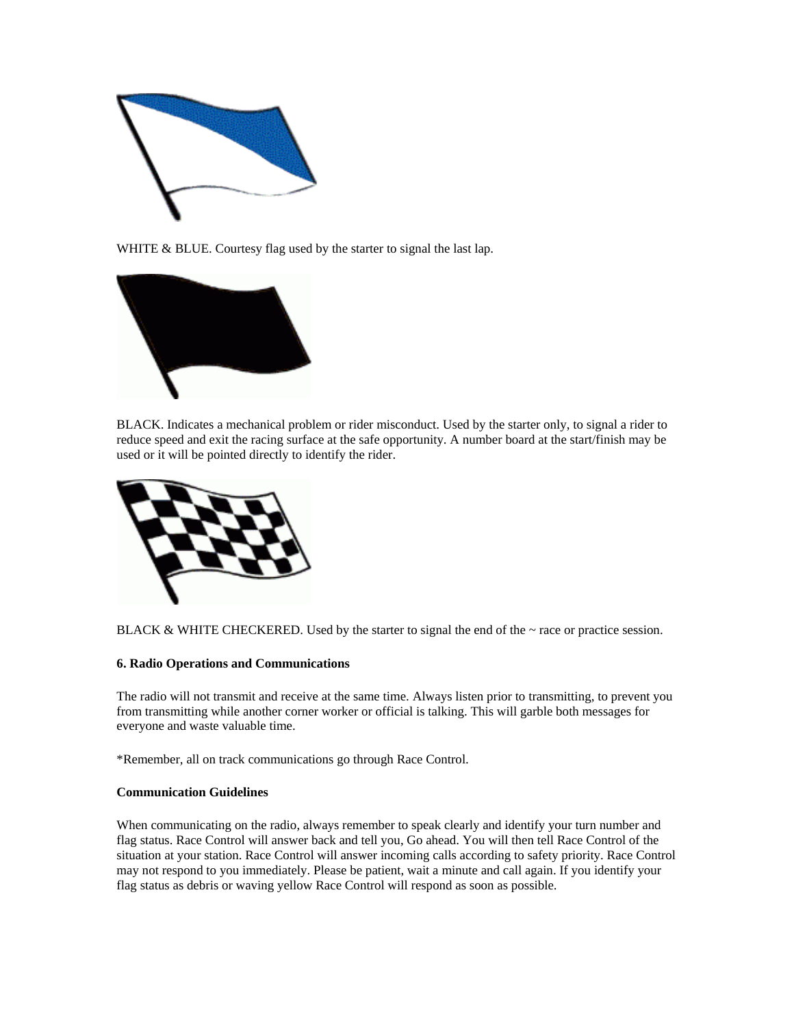WHITE & BLUE. Courtesy flag used by the starter to signal the last lap.

BLACK. Indicates a mechanical problem or rider misconduct. Used by the starter only, to signal a rider to reduce speed and exit the racing surface at the safe opportunity. A number board at the start/finish may be used or it will be pointed directly to identify the rider.

BLACK & WHITE CHECKERED. Used by the starter to signal the end of the ~ race or practice session.

**6. Radio Operations and Communications**

The radio will not transmit and receive at the same time. Always listen prior to transmitting, to prevent you from transmitting while another corner worker or official is talking. This will garble both messages for everyone and waste valuable time.

*Remember, all on track communications go through Race Control.

**Communication Guidelines**

When communicating on the radio, always remember to speak clearly and identify your turn number and flag status. Race Control will answer back and tell you, Go ahead. You will then tell Race Control of the situation at your station. Race Control will answer incoming calls according to safety priority. Race Control may not respond to you immediately. Please be patient, wait a minute and call again. If you identify your flag status as debris or waving yellow Race Control will respond as soon as possible.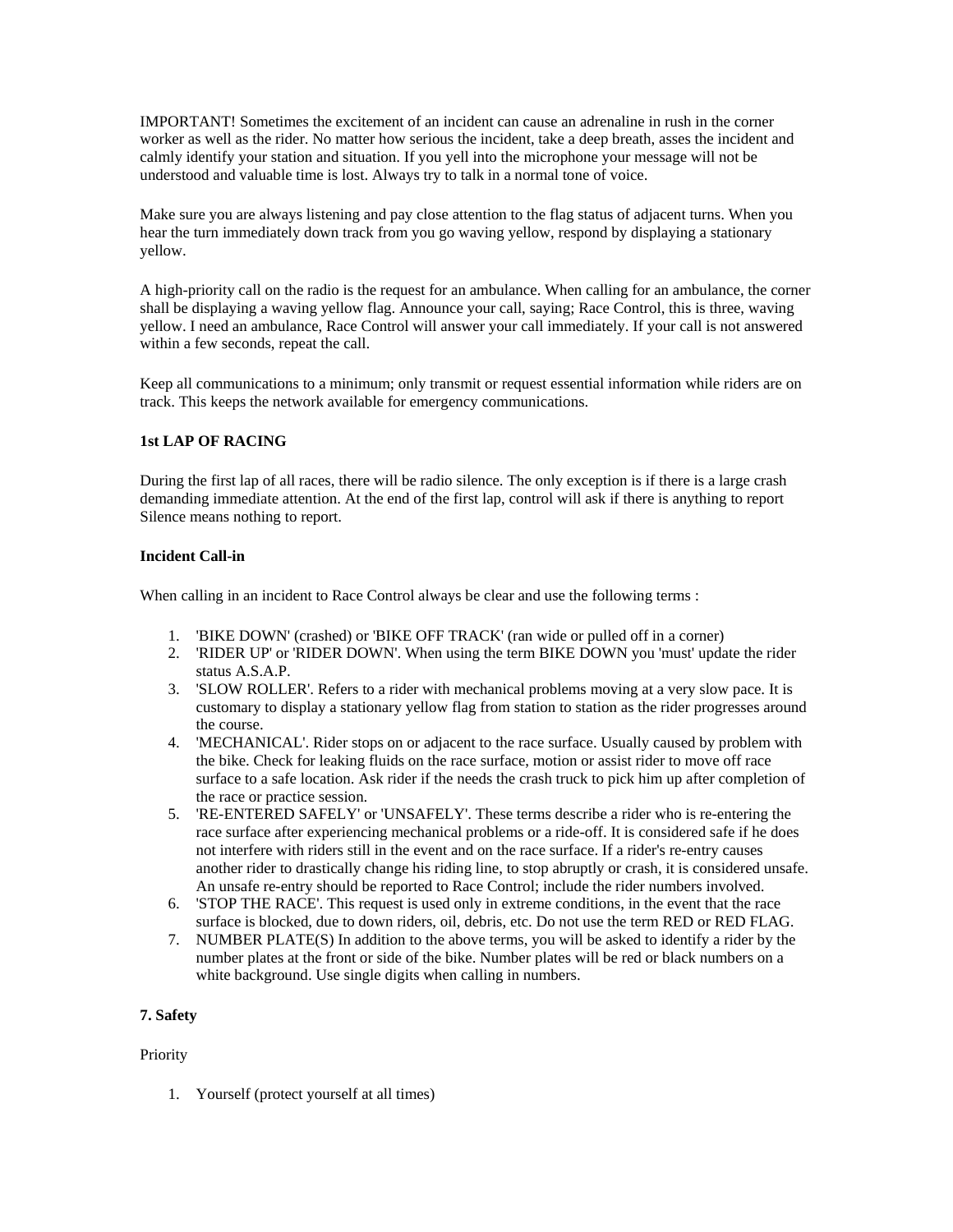IMPORTANT! Sometimes the excitement of an incident can cause an adrenaline in rush in the corner worker as well as the rider. No matter how serious the incident, take a deep breath, asses the incident and calmly identify your station and situation. If you yell into the microphone your message will not be understood and valuable time is lost. Always try to talk in a normal tone of voice.

Make sure you are always listening and pay close attention to the flag status of adjacent turns. When you hear the turn immediately down track from you go waving yellow, respond by displaying a stationary yellow.

A high-priority call on the radio is the request for an ambulance. When calling for an ambulance, the corner shall be displaying a waving yellow flag. Announce your call, saying; Race Control, this is three, waving yellow. I need an ambulance, Race Control will answer your call immediately. If your call is not answered within a few seconds, repeat the call.

Keep all communications to a minimum; only transmit or request essential information while riders are on track. This keeps the network available for emergency communications.

**1st LAP OF RACING**

During the first lap of all races, there will be radio silence. The only exception is if there is a large crash demanding immediate attention. At the end of the first lap, control will ask if there is anything to report Silence means nothing to report.

**Incident Call-in**

When calling in an incident to Race Control always be clear and use the following terms :

1. 'BIKE DOWN' (crashed) or 'BIKE OFF TRACK' (ran wide or pulled off in a corner)
2. 'RIDER UP' or 'RIDER DOWN'. When using the term BIKE DOWN you 'must' update the rider status A.S.A.P.
3. 'SLOW ROLLER'. Refers to a rider with mechanical problems moving at a very slow pace. It is customary to display a stationary yellow flag from station to station as the rider progresses around the course.
4. 'MECHANICAL'. Rider stops on or adjacent to the race surface. Usually caused by problem with the bike. Check for leaking fluids on the race surface, motion or assist rider to move off race surface to a safe location. Ask rider if the needs the crash truck to pick him up after completion of the race or practice session.
5. 'RE-ENTERED SAFELY' or 'UNSAFELY'. These terms describe a rider who is re-entering the race surface after experiencing mechanical problems or a ride-off. It is considered safe if he does not interfere with riders still in the event and on the race surface. If a rider's re-entry causes another rider to drastically change his riding line, to stop abruptly or crash, it is considered unsafe. An unsafe re-entry should be reported to Race Control; include the rider numbers involved.
6. 'STOP THE RACE'. This request is used only in extreme conditions, in the event that the race surface is blocked, due to down riders, oil, debris, etc. Do not use the term RED or RED FLAG.
7. NUMBER PLATE(S) In addition to the above terms, you will be asked to identify a rider by the number plates at the front or side of the bike. Number plates will be red or black numbers on a white background. Use single digits when calling in numbers.

**7. Safety**

Priority

1. Yourself (protect yourself at all times)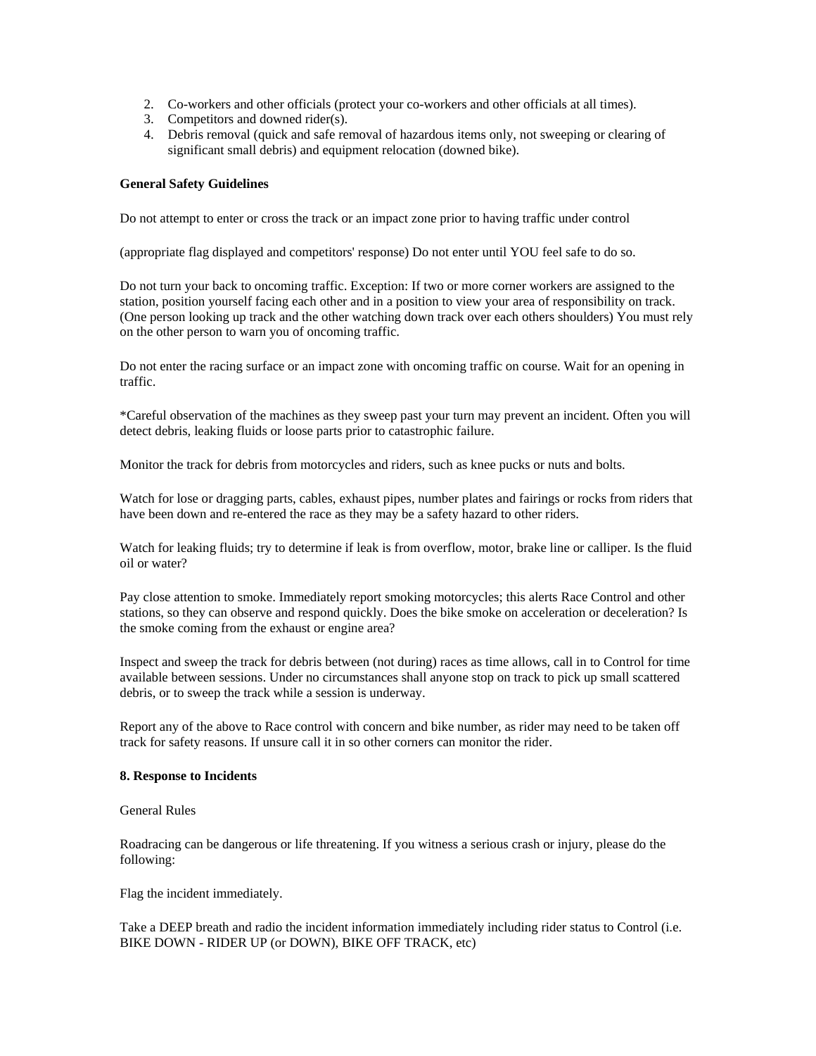2. Co-workers and other officials (protect your co-workers and other officials at all times).
3. Competitors and downed rider(s).
4. Debris removal (quick and safe removal of hazardous items only, not sweeping or clearing of significant small debris) and equipment relocation (downed bike).

**General Safety Guidelines**

Do not attempt to enter or cross the track or an impact zone prior to having traffic under control

(appropriate flag displayed and competitors' response) Do not enter until YOU feel safe to do so.

Do not turn your back to oncoming traffic. Exception: If two or more corner workers are assigned to the station, position yourself facing each other and in a position to view your area of responsibility on track. (One person looking up track and the other watching down track over each others shoulders) You must rely on the other person to warn you of oncoming traffic.

Do not enter the racing surface or an impact zone with oncoming traffic on course. Wait for an opening in traffic.

*Careful observation of the machines as they sweep past your turn may prevent an incident. Often you will detect debris, leaking fluids or loose parts prior to catastrophic failure.

Monitor the track for debris from motorcycles and riders, such as knee pucks or nuts and bolts.

Watch for lose or dragging parts, cables, exhaust pipes, number plates and fairings or rocks from riders that have been down and re-entered the race as they may be a safety hazard to other riders.

Watch for leaking fluids; try to determine if leak is from overflow, motor, brake line or calliper. Is the fluid oil or water?

Pay close attention to smoke. Immediately report smoking motorcycles; this alerts Race Control and other stations, so they can observe and respond quickly. Does the bike smoke on acceleration or deceleration? Is the smoke coming from the exhaust or engine area?

Inspect and sweep the track for debris between (not during) races as time allows, call in to Control for time available between sessions. Under no circumstances shall anyone stop on track to pick up small scattered debris, or to sweep the track while a session is underway.

Report any of the above to Race control with concern and bike number, as rider may need to be taken off track for safety reasons. If unsure call it in so other corners can monitor the rider.

**8. Response to Incidents**

General Rules

Roadracing can be dangerous or life threatening. If you witness a serious crash or injury, please do the following:

Flag the incident immediately.

Take a DEEP breath and radio the incident information immediately including rider status to Control (i.e. BIKE DOWN - RIDER UP (or DOWN), BIKE OFF TRACK, etc)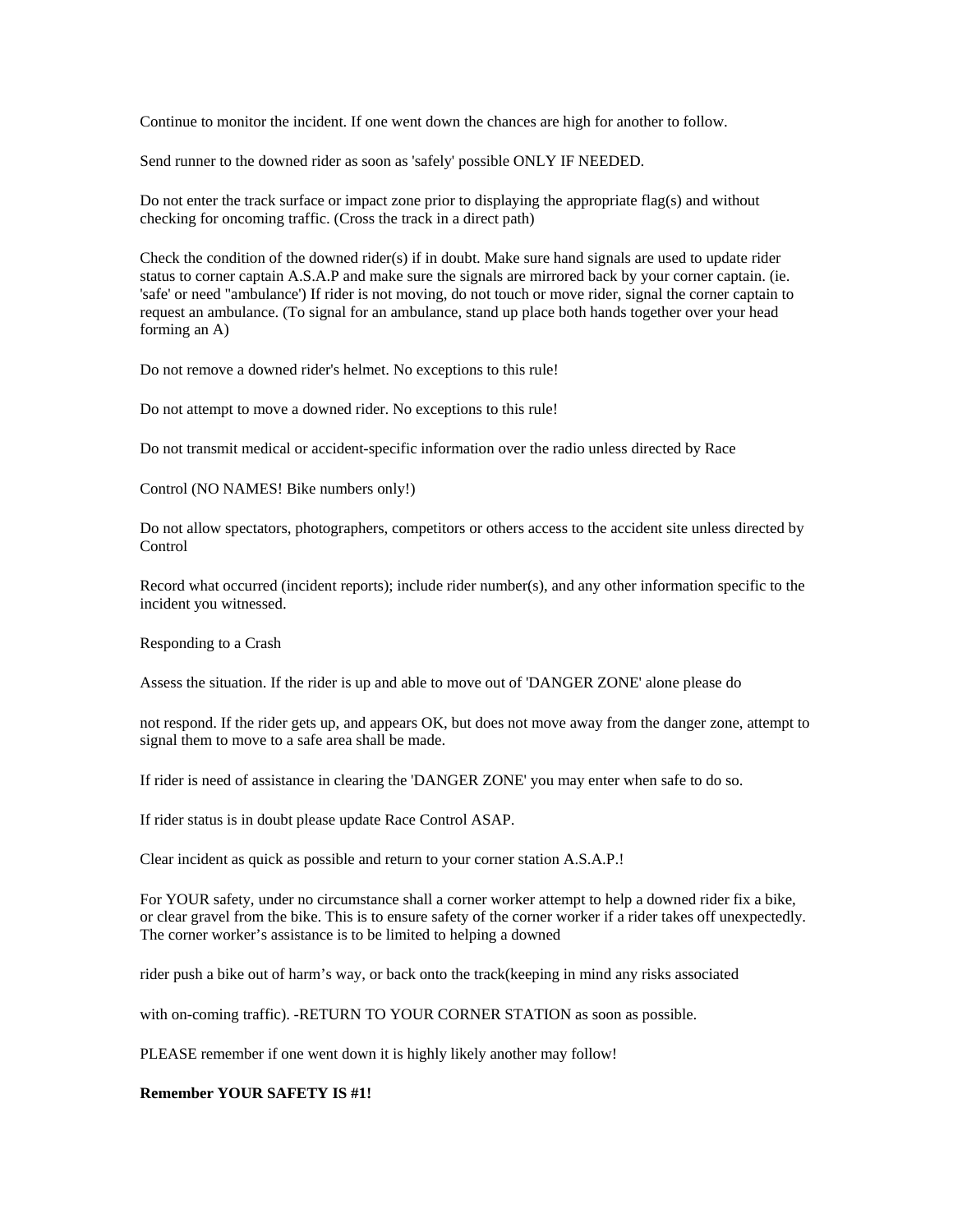Continue to monitor the incident. If one went down the chances are high for another to follow.

Send runner to the downed rider as soon as 'safely' possible ONLY IF NEEDED.

Do not enter the track surface or impact zone prior to displaying the appropriate flag(s) and without checking for oncoming traffic. (Cross the track in a direct path)

Check the condition of the downed rider(s) if in doubt. Make sure hand signals are used to update rider status to corner captain A.S.A.P and make sure the signals are mirrored back by your corner captain. (ie. 'safe' or need "ambulance') If rider is not moving, do not touch or move rider, signal the corner captain to request an ambulance. (To signal for an ambulance, stand up place both hands together over your head forming an A)

Do not remove a downed rider's helmet. No exceptions to this rule!

Do not attempt to move a downed rider. No exceptions to this rule!

Do not transmit medical or accident-specific information over the radio unless directed by Race

Control (NO NAMES! Bike numbers only!)

Do not allow spectators, photographers, competitors or others access to the accident site unless directed by Control

Record what occurred (incident reports); include rider number(s), and any other information specific to the incident you witnessed.

Responding to a Crash

Assess the situation. If the rider is up and able to move out of 'DANGER ZONE' alone please do

not respond. If the rider gets up, and appears OK, but does not move away from the danger zone, attempt to signal them to move to a safe area shall be made.

If rider is need of assistance in clearing the 'DANGER ZONE' you may enter when safe to do so.

If rider status is in doubt please update Race Control ASAP.

Clear incident as quick as possible and return to your corner station A.S.A.P.!

For YOUR safety, under no circumstance shall a corner worker attempt to help a downed rider fix a bike, or clear gravel from the bike. This is to ensure safety of the corner worker if a rider takes off unexpectedly. The corner worker's assistance is to be limited to helping a downed

rider push a bike out of harm's way, or back onto the track(keeping in mind any risks associated

with on-coming traffic). -RETURN TO YOUR CORNER STATION as soon as possible.

PLEASE remember if one went down it is highly likely another may follow!

**Remember YOUR SAFETY IS #1!**